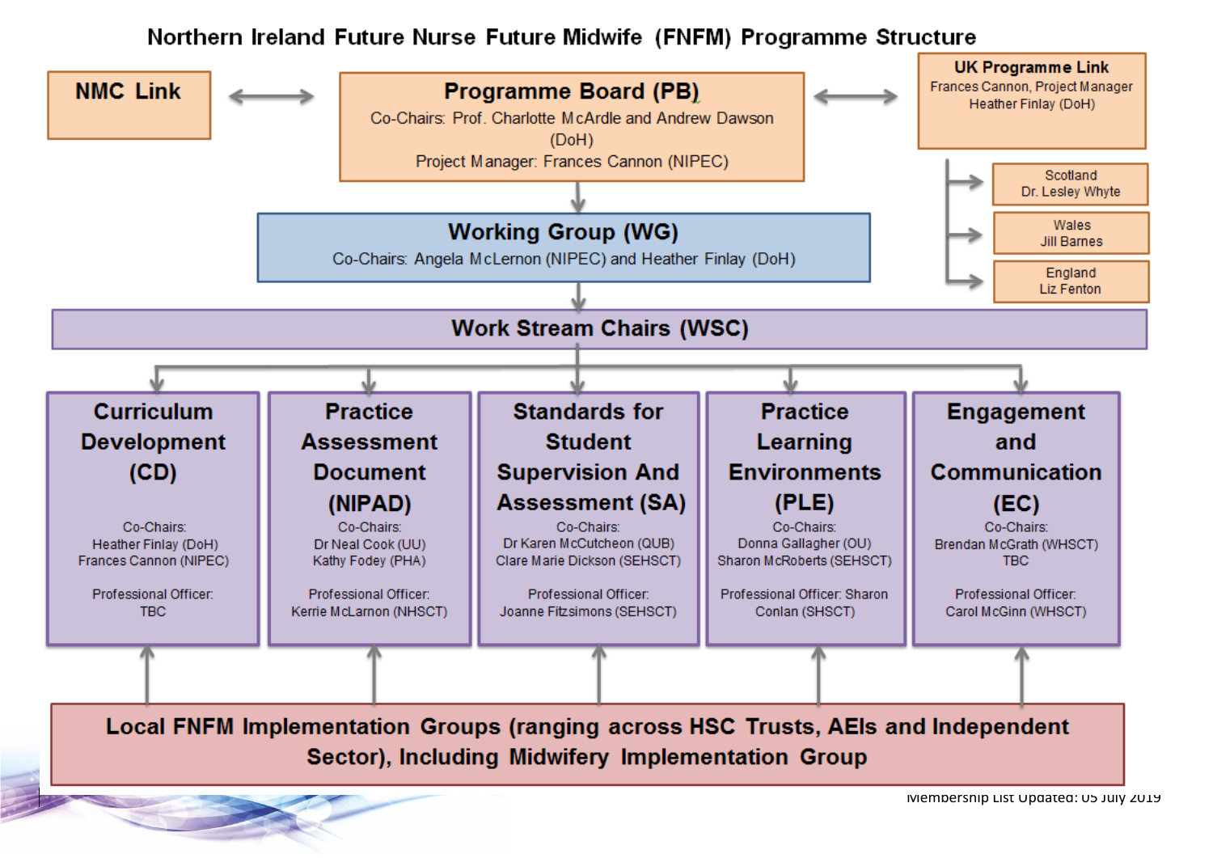# Northern Ireland Future Nurse Future Midwife (FNFM) Programme Structure

**NMC Link** ↔ **Programme Board (PB)** ↔ **UK Programme Link**

**Programme Board (PB)**
Co-Chairs: Prof. Charlotte McArdle and Andrew Dawson (DoH)
Project Manager: Frances Cannon (NIPEC)

**UK Programme Link**
Frances Cannon, Project Manager
Heather Finlay (DoH)

- Scotland – Dr. Lesley Whyte
- Wales – Jill Barnes
- England – Liz Fenton

**Working Group (WG)**
Co-Chairs: Angela McLernon (NIPEC) and Heather Finlay (DoH)

**Work Stream Chairs (WSC)**

**Curriculum Development (CD)**
Co-Chairs:
Heather Finlay (DoH)
Frances Cannon (NIPEC)
Professional Officer:
TBC

**Practice Assessment Document (NIPAD)**
Co-Chairs:
Dr Neal Cook (UU)
Kathy Fodey (PHA)
Professional Officer:
Kerrie McLarnon (NHSCT)

**Standards for Student Supervision And Assessment (SA)**
Co-Chairs:
Dr Karen McCutcheon (QUB)
Clare Marie Dickson (SEHSCT)
Professional Officer:
Joanne Fitzsimons (SEHSCT)

**Practice Learning Environments (PLE)**
Co-Chairs:
Donna Gallagher (OU)
Sharon McRoberts (SEHSCT)
Professional Officer: Sharon Conlan (SHSCT)

**Engagement and Communication (EC)**
Co-Chairs:
Brendan McGrath (WHSCT)
TBC
Professional Officer:
Carol McGinn (WHSCT)

**Local FNFM Implementation Groups (ranging across HSC Trusts, AEIs and Independent Sector), Including Midwifery Implementation Group**

Membership List Updated: 05 July 2019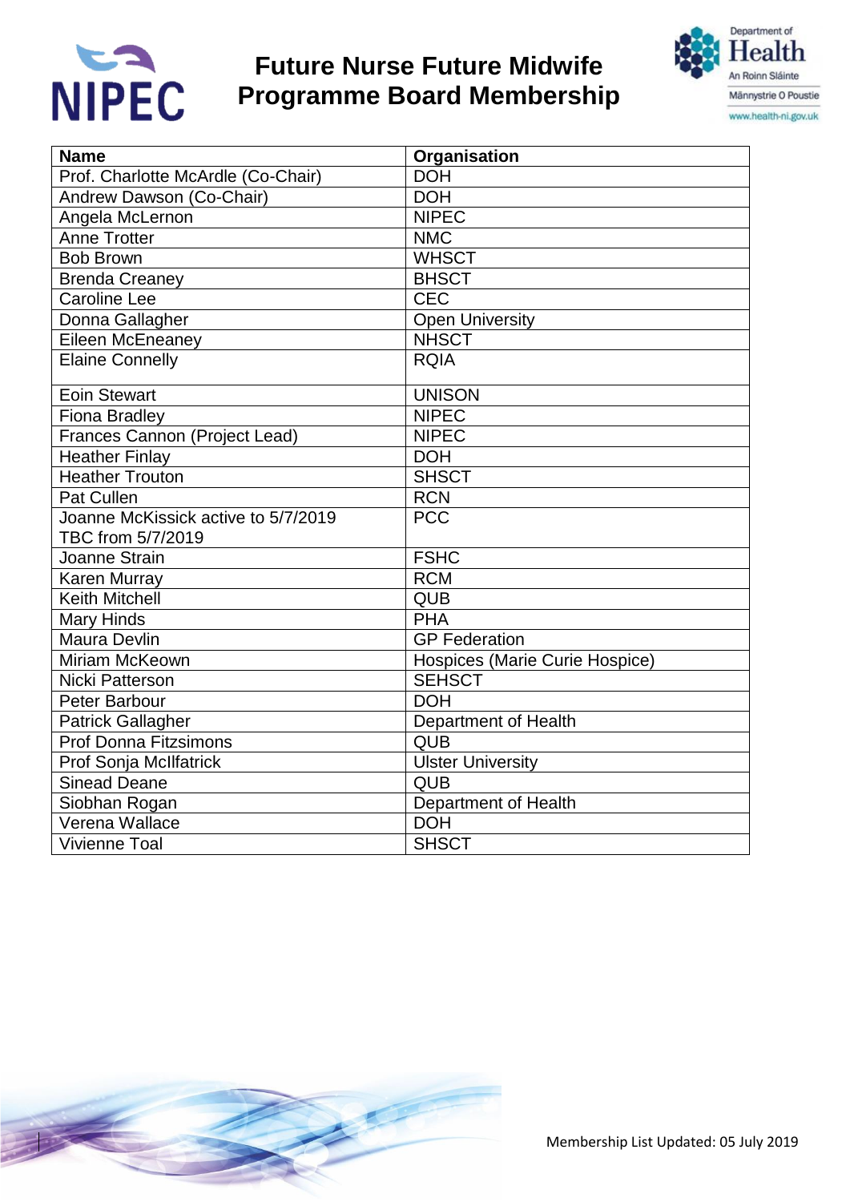# Future Nurse Future Midwife Programme Board Membership

| Name | Organisation |
|---|---|
| Prof. Charlotte McArdle (Co-Chair) | DOH |
| Andrew Dawson (Co-Chair) | DOH |
| Angela McLernon | NIPEC |
| Anne Trotter | NMC |
| Bob Brown | WHSCT |
| Brenda Creaney | BHSCT |
| Caroline Lee | CEC |
| Donna Gallagher | Open University |
| Eileen McEneaney | NHSCT |
| Elaine Connelly | RQIA |
| Eoin Stewart | UNISON |
| Fiona Bradley | NIPEC |
| Frances Cannon (Project Lead) | NIPEC |
| Heather Finlay | DOH |
| Heather Trouton | SHSCT |
| Pat Cullen | RCN |
| Joanne McKissick active to 5/7/2019<br>TBC from 5/7/2019 | PCC |
| Joanne Strain | FSHC |
| Karen Murray | RCM |
| Keith Mitchell | QUB |
| Mary Hinds | PHA |
| Maura Devlin | GP Federation |
| Miriam McKeown | Hospices (Marie Curie Hospice) |
| Nicki Patterson | SEHSCT |
| Peter Barbour | DOH |
| Patrick Gallagher | Department of Health |
| Prof Donna Fitzsimons | QUB |
| Prof Sonja McIlfatrick | Ulster University |
| Sinead Deane | QUB |
| Siobhan Rogan | Department of Health |
| Verena Wallace | DOH |
| Vivienne Toal | SHSCT |

Membership List Updated: 05 July 2019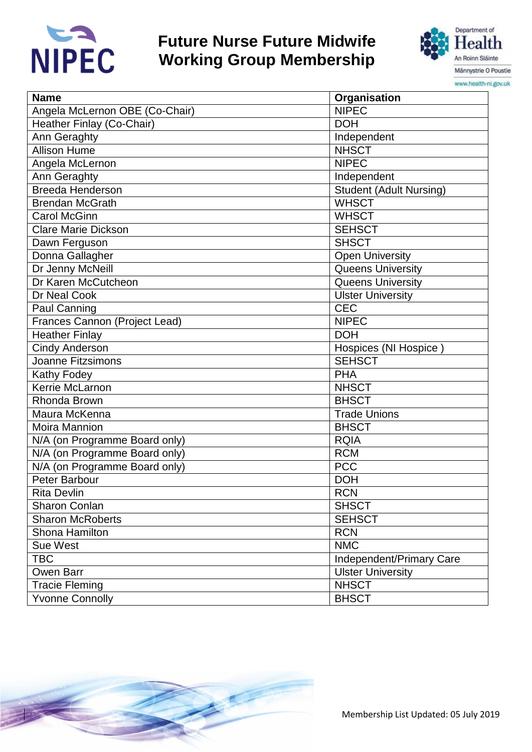# Future Nurse Future Midwife Working Group Membership

| Name | Organisation |
|---|---|
| Angela McLernon OBE (Co-Chair) | NIPEC |
| Heather Finlay (Co-Chair) | DOH |
| Ann Geraghty | Independent |
| Allison Hume | NHSCT |
| Angela McLernon | NIPEC |
| Ann Geraghty | Independent |
| Breeda Henderson | Student (Adult Nursing) |
| Brendan McGrath | WHSCT |
| Carol McGinn | WHSCT |
| Clare Marie Dickson | SEHSCT |
| Dawn Ferguson | SHSCT |
| Donna Gallagher | Open University |
| Dr Jenny McNeill | Queens University |
| Dr Karen McCutcheon | Queens University |
| Dr Neal Cook | Ulster University |
| Paul Canning | CEC |
| Frances Cannon (Project Lead) | NIPEC |
| Heather Finlay | DOH |
| Cindy Anderson | Hospices (NI Hospice ) |
| Joanne Fitzsimons | SEHSCT |
| Kathy Fodey | PHA |
| Kerrie McLarnon | NHSCT |
| Rhonda Brown | BHSCT |
| Maura McKenna | Trade Unions |
| Moira Mannion | BHSCT |
| N/A (on Programme Board only) | RQIA |
| N/A (on Programme Board only) | RCM |
| N/A (on Programme Board only) | PCC |
| Peter Barbour | DOH |
| Rita Devlin | RCN |
| Sharon Conlan | SHSCT |
| Sharon McRoberts | SEHSCT |
| Shona Hamilton | RCN |
| Sue West | NMC |
| TBC | Independent/Primary Care |
| Owen Barr | Ulster University |
| Tracie Fleming | NHSCT |
| Yvonne Connolly | BHSCT |

Membership List Updated: 05 July 2019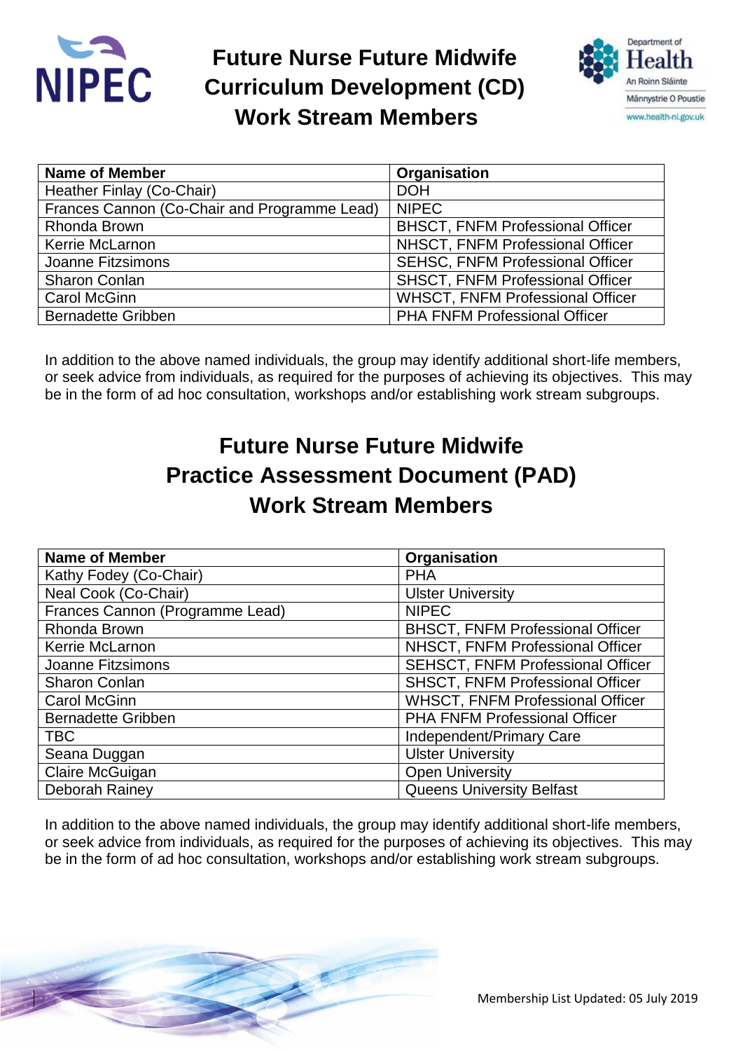# Future Nurse Future Midwife Curriculum Development (CD) Work Stream Members

| Name of Member | Organisation |
|---|---|
| Heather Finlay (Co-Chair) | DOH |
| Frances Cannon (Co-Chair and Programme Lead) | NIPEC |
| Rhonda Brown | BHSCT, FNFM Professional Officer |
| Kerrie McLarnon | NHSCT, FNFM Professional Officer |
| Joanne Fitzsimons | SEHSC, FNFM Professional Officer |
| Sharon Conlan | SHSCT, FNFM Professional Officer |
| Carol McGinn | WHSCT, FNFM Professional Officer |
| Bernadette Gribben | PHA FNFM Professional Officer |

In addition to the above named individuals, the group may identify additional short-life members, or seek advice from individuals, as required for the purposes of achieving its objectives. This may be in the form of ad hoc consultation, workshops and/or establishing work stream subgroups.

# Future Nurse Future Midwife Practice Assessment Document (PAD) Work Stream Members

| Name of Member | Organisation |
|---|---|
| Kathy Fodey (Co-Chair) | PHA |
| Neal Cook (Co-Chair) | Ulster University |
| Frances Cannon (Programme Lead) | NIPEC |
| Rhonda Brown | BHSCT, FNFM Professional Officer |
| Kerrie McLarnon | NHSCT, FNFM Professional Officer |
| Joanne Fitzsimons | SEHSCT, FNFM Professional Officer |
| Sharon Conlan | SHSCT, FNFM Professional Officer |
| Carol McGinn | WHSCT, FNFM Professional Officer |
| Bernadette Gribben | PHA FNFM Professional Officer |
| TBC | Independent/Primary Care |
| Seana Duggan | Ulster University |
| Claire McGuigan | Open University |
| Deborah Rainey | Queens University Belfast |

In addition to the above named individuals, the group may identify additional short-life members, or seek advice from individuals, as required for the purposes of achieving its objectives. This may be in the form of ad hoc consultation, workshops and/or establishing work stream subgroups.

Membership List Updated: 05 July 2019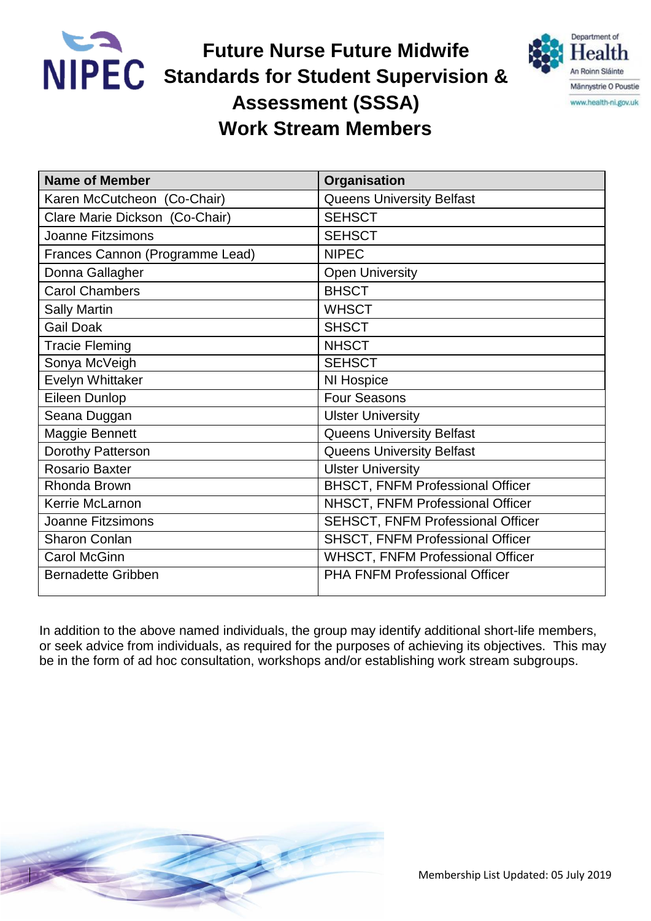# Future Nurse Future Midwife Standards for Student Supervision & Assessment (SSSA) Work Stream Members

| Name of Member | Organisation |
|---|---|
| Karen McCutcheon (Co-Chair) | Queens University Belfast |
| Clare Marie Dickson (Co-Chair) | SEHSCT |
| Joanne Fitzsimons | SEHSCT |
| Frances Cannon (Programme Lead) | NIPEC |
| Donna Gallagher | Open University |
| Carol Chambers | BHSCT |
| Sally Martin | WHSCT |
| Gail Doak | SHSCT |
| Tracie Fleming | NHSCT |
| Sonya McVeigh | SEHSCT |
| Evelyn Whittaker | NI Hospice |
| Eileen Dunlop | Four Seasons |
| Seana Duggan | Ulster University |
| Maggie Bennett | Queens University Belfast |
| Dorothy Patterson | Queens University Belfast |
| Rosario Baxter | Ulster University |
| Rhonda Brown | BHSCT, FNFM Professional Officer |
| Kerrie McLarnon | NHSCT, FNFM Professional Officer |
| Joanne Fitzsimons | SEHSCT, FNFM Professional Officer |
| Sharon Conlan | SHSCT, FNFM Professional Officer |
| Carol McGinn | WHSCT, FNFM Professional Officer |
| Bernadette Gribben | PHA FNFM Professional Officer |

In addition to the above named individuals, the group may identify additional short-life members, or seek advice from individuals, as required for the purposes of achieving its objectives. This may be in the form of ad hoc consultation, workshops and/or establishing work stream subgroups.

Membership List Updated: 05 July 2019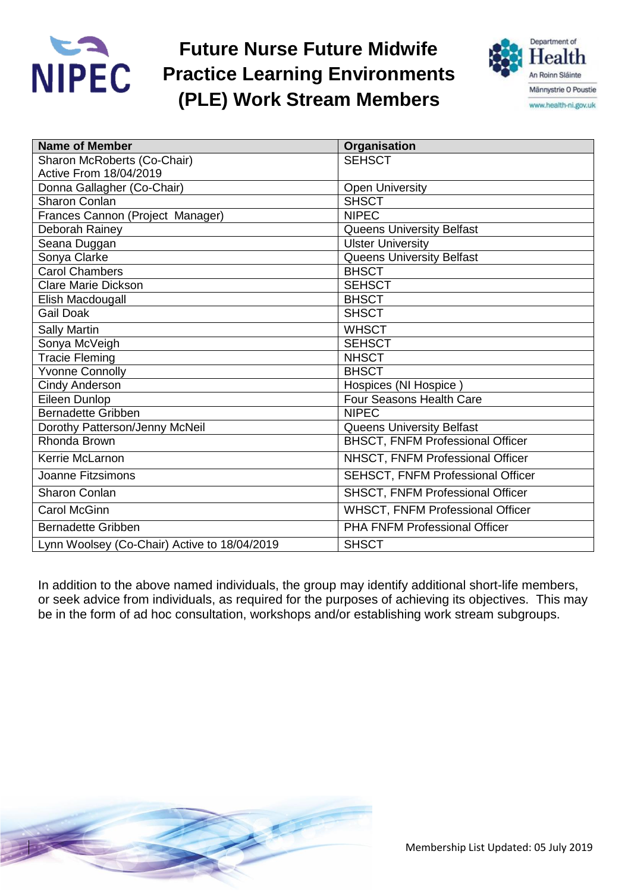# Future Nurse Future Midwife Practice Learning Environments (PLE) Work Stream Members

| Name of Member | Organisation |
| --- | --- |
| Sharon McRoberts (Co-Chair) Active From 18/04/2019 | SEHSCT |
| Donna Gallagher (Co-Chair) | Open University |
| Sharon Conlan | SHSCT |
| Frances Cannon (Project Manager) | NIPEC |
| Deborah Rainey | Queens University Belfast |
| Seana Duggan | Ulster University |
| Sonya Clarke | Queens University Belfast |
| Carol Chambers | BHSCT |
| Clare Marie Dickson | SEHSCT |
| Elish Macdougall | BHSCT |
| Gail Doak | SHSCT |
| Sally Martin | WHSCT |
| Sonya McVeigh | SEHSCT |
| Tracie Fleming | NHSCT |
| Yvonne Connolly | BHSCT |
| Cindy Anderson | Hospices (NI Hospice ) |
| Eileen Dunlop | Four Seasons Health Care |
| Bernadette Gribben | NIPEC |
| Dorothy Patterson/Jenny McNeil | Queens University Belfast |
| Rhonda Brown | BHSCT, FNFM Professional Officer |
| Kerrie McLarnon | NHSCT, FNFM Professional Officer |
| Joanne Fitzsimons | SEHSCT, FNFM Professional Officer |
| Sharon Conlan | SHSCT, FNFM Professional Officer |
| Carol McGinn | WHSCT, FNFM Professional Officer |
| Bernadette Gribben | PHA FNFM Professional Officer |
| Lynn Woolsey (Co-Chair) Active to 18/04/2019 | SHSCT |

In addition to the above named individuals, the group may identify additional short-life members, or seek advice from individuals, as required for the purposes of achieving its objectives. This may be in the form of ad hoc consultation, workshops and/or establishing work stream subgroups.

Membership List Updated: 05 July 2019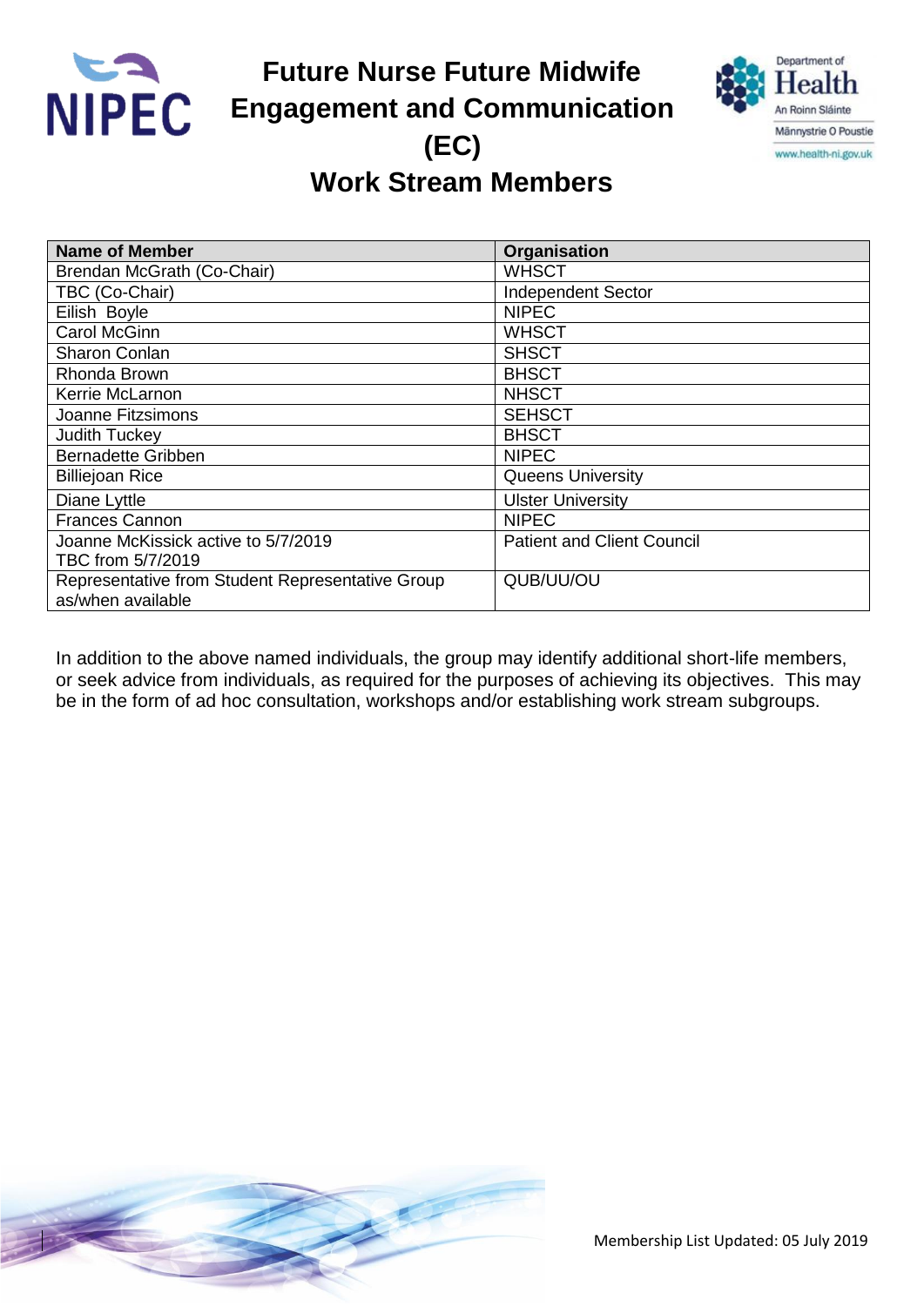# Future Nurse Future Midwife Engagement and Communication (EC) Work Stream Members

| Name of Member | Organisation |
| --- | --- |
| Brendan McGrath (Co-Chair) | WHSCT |
| TBC (Co-Chair) | Independent Sector |
| Eilish Boyle | NIPEC |
| Carol McGinn | WHSCT |
| Sharon Conlan | SHSCT |
| Rhonda Brown | BHSCT |
| Kerrie McLarnon | NHSCT |
| Joanne Fitzsimons | SEHSCT |
| Judith Tuckey | BHSCT |
| Bernadette Gribben | NIPEC |
| Billiejoan Rice | Queens University |
| Diane Lyttle | Ulster University |
| Frances Cannon | NIPEC |
| Joanne McKissick active to 5/7/2019<br>TBC from 5/7/2019 | Patient and Client Council |
| Representative from Student Representative Group as/when available | QUB/UU/OU |

In addition to the above named individuals, the group may identify additional short-life members, or seek advice from individuals, as required for the purposes of achieving its objectives. This may be in the form of ad hoc consultation, workshops and/or establishing work stream subgroups.

Membership List Updated: 05 July 2019